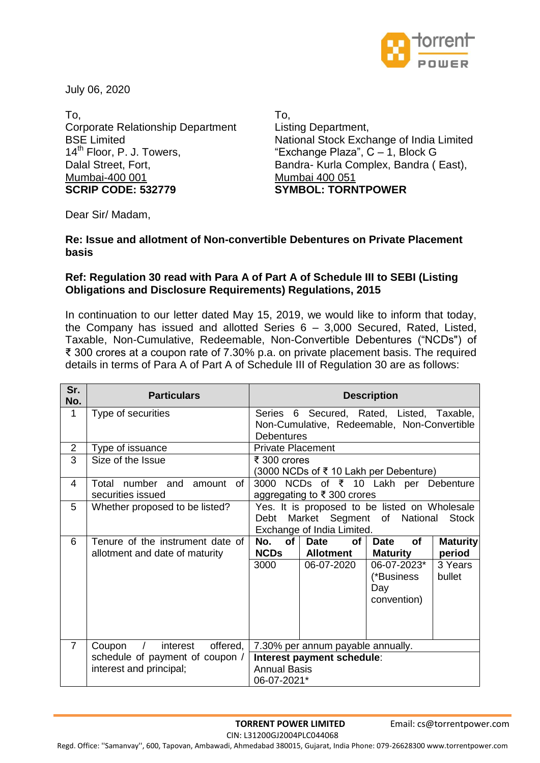July 06, 2020

To,
Corporate Relationship Department
BSE Limited
14th Floor, P. J. Towers,
Dalal Street, Fort,
Mumbai-400 001
**SCRIP CODE: 532779**

To,
Listing Department,
National Stock Exchange of India Limited
"Exchange Plaza", C – 1, Block G
Bandra- Kurla Complex, Bandra ( East),
Mumbai 400 051
**SYMBOL: TORNTPOWER**

Dear Sir/ Madam,

**Re: Issue and allotment of Non-convertible Debentures on Private Placement basis**

**Ref: Regulation 30 read with Para A of Part A of Schedule III to SEBI (Listing Obligations and Disclosure Requirements) Regulations, 2015**

In continuation to our letter dated May 15, 2019, we would like to inform that today, the Company has issued and allotted Series 6 – 3,000 Secured, Rated, Listed, Taxable, Non-Cumulative, Redeemable, Non-Convertible Debentures ("NCDs") of ₹ 300 crores at a coupon rate of 7.30% p.a. on private placement basis. The required details in terms of Para A of Part A of Schedule III of Regulation 30 are as follows:

| Sr. No. | Particulars | Description | | | |
|---|---|---|---|---|---|
| 1 | Type of securities | Series 6 Secured, Rated, Listed, Taxable, Non-Cumulative, Redeemable, Non-Convertible Debentures | | | |
| 2 | Type of issuance | Private Placement | | | |
| 3 | Size of the Issue | ₹ 300 crores (3000 NCDs of ₹ 10 Lakh per Debenture) | | | |
| 4 | Total number and amount of securities issued | 3000 NCDs of ₹ 10 Lakh per Debenture aggregating to ₹ 300 crores | | | |
| 5 | Whether proposed to be listed? | Yes. It is proposed to be listed on Wholesale Debt Market Segment of National Stock Exchange of India Limited. | | | |
| 6 | Tenure of the instrument date of allotment and date of maturity | **No. of NCDs** | **Date of Allotment** | **Date of Maturity** | **Maturity period** |
| | | 3000 | 06-07-2020 | 06-07-2023* (*Business Day convention) | 3 Years bullet |
| 7 | Coupon / interest offered, schedule of payment of coupon / interest and principal; | 7.30% per annum payable annually. | | | |
| | | **Interest payment schedule**: Annual Basis 06-07-2021* | | | |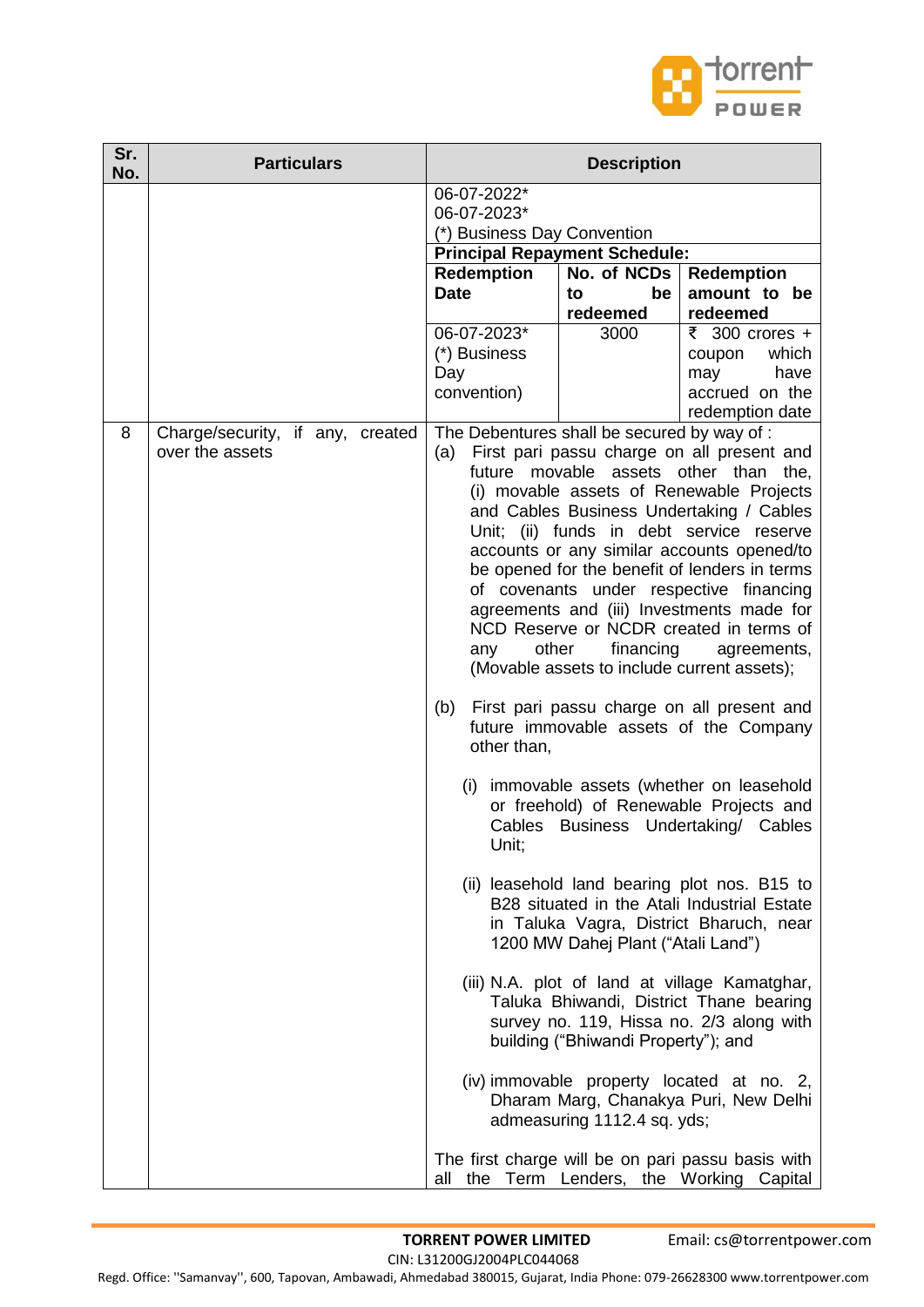| Sr. No. | Particulars | Description |
|---|---|---|
| | | 06-07-2022*<br>06-07-2023*<br>(*) Business Day Convention<br>**Principal Repayment Schedule:**<br><table><tr><th>Redemption Date</th><th>No. of NCDs to be redeemed</th><th>Redemption amount to be redeemed</th></tr><tr><td>06-07-2023* (*) Business Day convention)</td><td>3000</td><td>₹ 300 crores + coupon which may have accrued on the redemption date</td></tr></table> |
| 8 | Charge/security, if any, created over the assets | The Debentures shall be secured by way of :<br>(a) First pari passu charge on all present and future movable assets other than the, (i) movable assets of Renewable Projects and Cables Business Undertaking / Cables Unit; (ii) funds in debt service reserve accounts or any similar accounts opened/to be opened for the benefit of lenders in terms of covenants under respective financing agreements and (iii) Investments made for NCD Reserve or NCDR created in terms of any other financing agreements, (Movable assets to include current assets);<br><br>(b) First pari passu charge on all present and future immovable assets of the Company other than,<br><br>(i) immovable assets (whether on leasehold or freehold) of Renewable Projects and Cables Business Undertaking/ Cables Unit;<br><br>(ii) leasehold land bearing plot nos. B15 to B28 situated in the Atali Industrial Estate in Taluka Vagra, District Bharuch, near 1200 MW Dahej Plant ("Atali Land")<br><br>(iii) N.A. plot of land at village Kamatghar, Taluka Bhiwandi, District Thane bearing survey no. 119, Hissa no. 2/3 along with building ("Bhiwandi Property"); and<br><br>(iv) immovable property located at no. 2, Dharam Marg, Chanakya Puri, New Delhi admeasuring 1112.4 sq. yds;<br><br>The first charge will be on pari passu basis with all the Term Lenders, the Working Capital |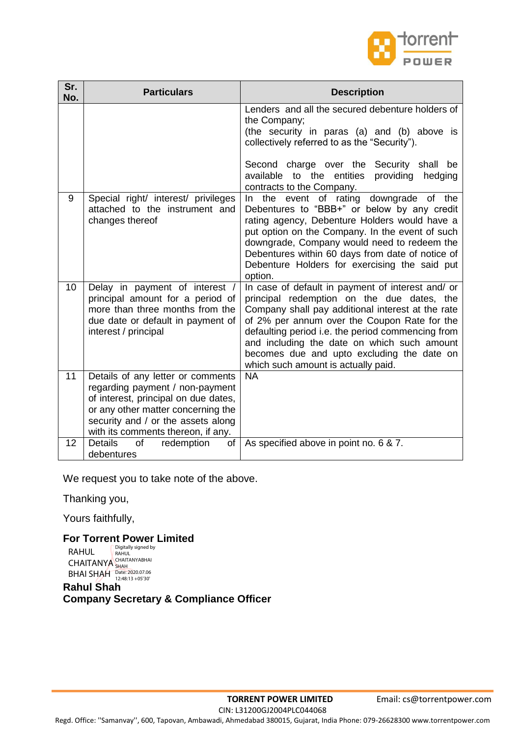| Sr. No. | Particulars | Description |
| --- | --- | --- |
| | | Lenders and all the secured debenture holders of the Company;<br>(the security in paras (a) and (b) above is collectively referred to as the "Security").<br><br>Second charge over the Security shall be available to the entities providing hedging contracts to the Company. |
| 9 | Special right/ interest/ privileges attached to the instrument and changes thereof | In the event of rating downgrade of the Debentures to "BBB+" or below by any credit rating agency, Debenture Holders would have a put option on the Company. In the event of such downgrade, Company would need to redeem the Debentures within 60 days from date of notice of Debenture Holders for exercising the said put option. |
| 10 | Delay in payment of interest / principal amount for a period of more than three months from the due date or default in payment of interest / principal | In case of default in payment of interest and/ or principal redemption on the due dates, the Company shall pay additional interest at the rate of 2% per annum over the Coupon Rate for the defaulting period i.e. the period commencing from and including the date on which such amount becomes due and upto excluding the date on which such amount is actually paid. |
| 11 | Details of any letter or comments regarding payment / non-payment of interest, principal on due dates, or any other matter concerning the security and / or the assets along with its comments thereon, if any. | NA |
| 12 | Details of redemption of debentures | As specified above in point no. 6 & 7. |

We request you to take note of the above.

Thanking you,

Yours faithfully,

**For Torrent Power Limited**

RAHUL CHAITANYA BHAI SHAH
Digitally signed by RAHUL CHAITANYABHAI SHAH
Date: 2020.07.06 12:48:13 +05'30'

**Rahul Shah**
**Company Secretary & Compliance Officer**